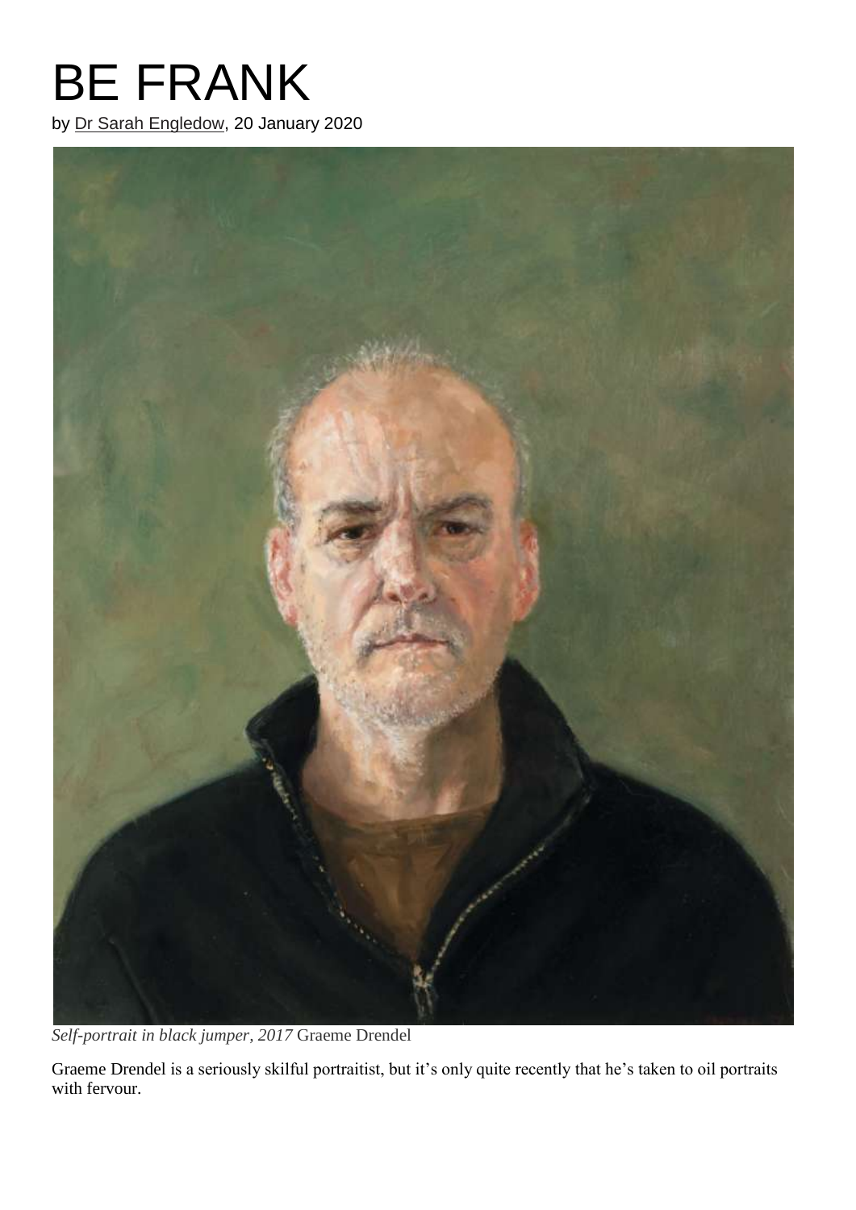# BE FRANK

by Dr Sarah Engledow, 20 January 2020

*Self-portrait in black jumper, 2017* Graeme Drendel

Graeme Drendel is a seriously skilful portraitist, but it's only quite recently that he's taken to oil portraits with fervour.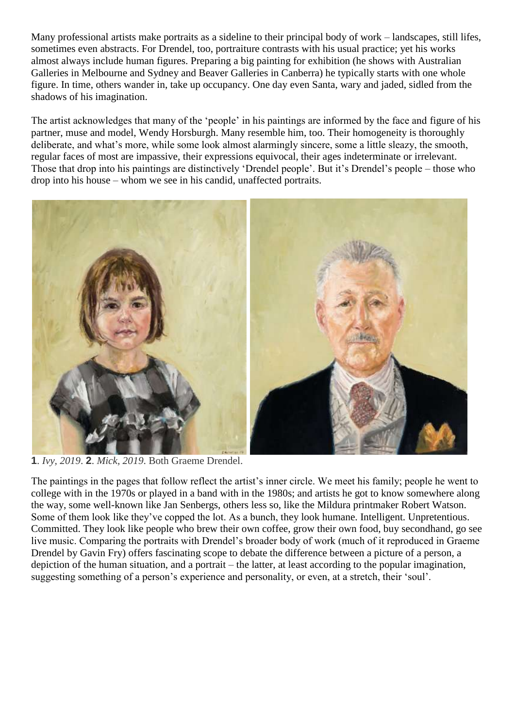Many professional artists make portraits as a sideline to their principal body of work – landscapes, still lifes, sometimes even abstracts. For Drendel, too, portraiture contrasts with his usual practice; yet his works almost always include human figures. Preparing a big painting for exhibition (he shows with Australian Galleries in Melbourne and Sydney and Beaver Galleries in Canberra) he typically starts with one whole figure. In time, others wander in, take up occupancy. One day even Santa, wary and jaded, sidled from the shadows of his imagination.

The artist acknowledges that many of the 'people' in his paintings are informed by the face and figure of his partner, muse and model, Wendy Horsburgh. Many resemble him, too. Their homogeneity is thoroughly deliberate, and what's more, while some look almost alarmingly sincere, some a little sleazy, the smooth, regular faces of most are impassive, their expressions equivocal, their ages indeterminate or irrelevant. Those that drop into his paintings are distinctively 'Drendel people'. But it's Drendel's people – those who drop into his house – whom we see in his candid, unaffected portraits.

**1**. *Ivy, 2019*. **2**. *Mick, 2019.* Both Graeme Drendel.

The paintings in the pages that follow reflect the artist's inner circle. We meet his family; people he went to college with in the 1970s or played in a band with in the 1980s; and artists he got to know somewhere along the way, some well-known like Jan Senbergs, others less so, like the Mildura printmaker Robert Watson. Some of them look like they've copped the lot. As a bunch, they look humane. Intelligent. Unpretentious. Committed. They look like people who brew their own coffee, grow their own food, buy secondhand, go see live music. Comparing the portraits with Drendel's broader body of work (much of it reproduced in Graeme Drendel by Gavin Fry) offers fascinating scope to debate the difference between a picture of a person, a depiction of the human situation, and a portrait – the latter, at least according to the popular imagination, suggesting something of a person's experience and personality, or even, at a stretch, their 'soul'.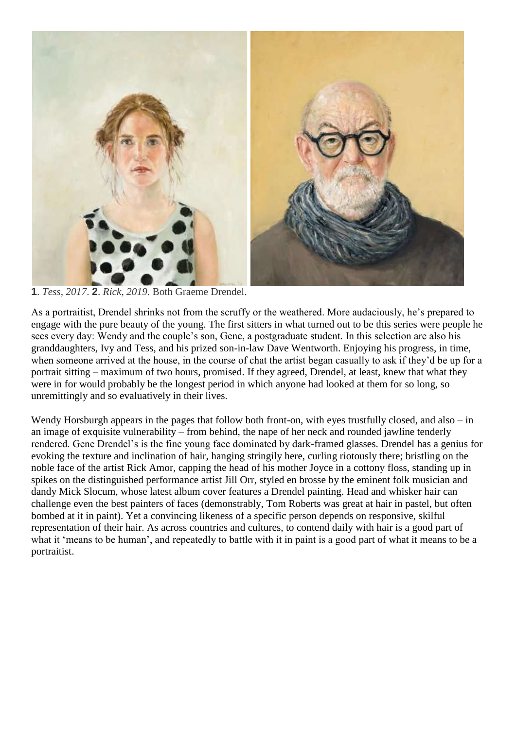**1**. *Tess, 2017*. **2**. *Rick, 2019*. Both Graeme Drendel.

As a portraitist, Drendel shrinks not from the scruffy or the weathered. More audaciously, he's prepared to engage with the pure beauty of the young. The first sitters in what turned out to be this series were people he sees every day: Wendy and the couple's son, Gene, a postgraduate student. In this selection are also his granddaughters, Ivy and Tess, and his prized son-in-law Dave Wentworth. Enjoying his progress, in time, when someone arrived at the house, in the course of chat the artist began casually to ask if they'd be up for a portrait sitting – maximum of two hours, promised. If they agreed, Drendel, at least, knew that what they were in for would probably be the longest period in which anyone had looked at them for so long, so unremittingly and so evaluatively in their lives.

Wendy Horsburgh appears in the pages that follow both front-on, with eyes trustfully closed, and also – in an image of exquisite vulnerability – from behind, the nape of her neck and rounded jawline tenderly rendered. Gene Drendel's is the fine young face dominated by dark-framed glasses. Drendel has a genius for evoking the texture and inclination of hair, hanging stringily here, curling riotously there; bristling on the noble face of the artist Rick Amor, capping the head of his mother Joyce in a cottony floss, standing up in spikes on the distinguished performance artist Jill Orr, styled en brosse by the eminent folk musician and dandy Mick Slocum, whose latest album cover features a Drendel painting. Head and whisker hair can challenge even the best painters of faces (demonstrably, Tom Roberts was great at hair in pastel, but often bombed at it in paint). Yet a convincing likeness of a specific person depends on responsive, skilful representation of their hair. As across countries and cultures, to contend daily with hair is a good part of what it 'means to be human', and repeatedly to battle with it in paint is a good part of what it means to be a portraitist.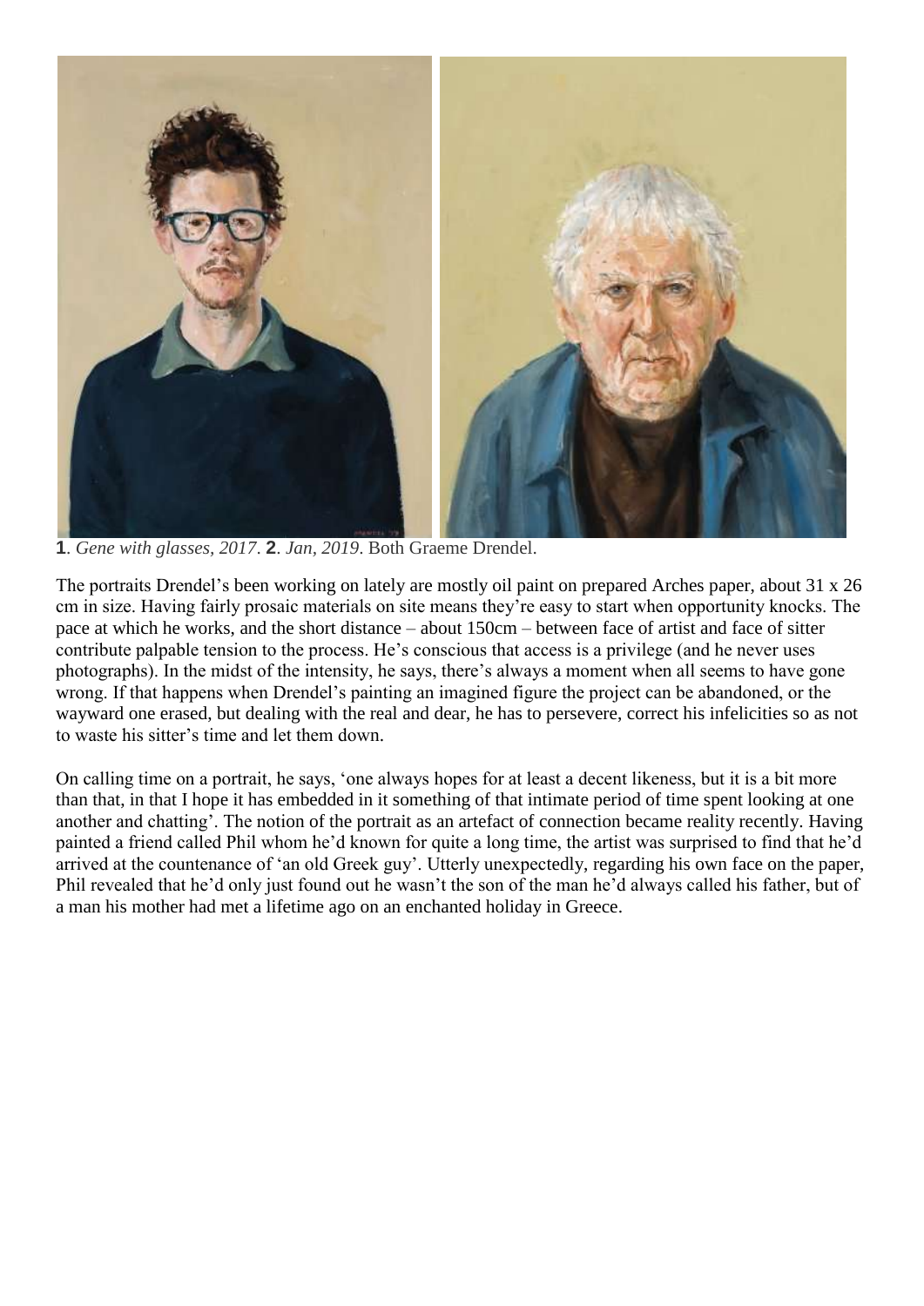**1**. *Gene with glasses, 2017*. **2**. *Jan, 2019*. Both Graeme Drendel.

The portraits Drendel's been working on lately are mostly oil paint on prepared Arches paper, about 31 x 26 cm in size. Having fairly prosaic materials on site means they're easy to start when opportunity knocks. The pace at which he works, and the short distance – about 150cm – between face of artist and face of sitter contribute palpable tension to the process. He's conscious that access is a privilege (and he never uses photographs). In the midst of the intensity, he says, there's always a moment when all seems to have gone wrong. If that happens when Drendel's painting an imagined figure the project can be abandoned, or the wayward one erased, but dealing with the real and dear, he has to persevere, correct his infelicities so as not to waste his sitter's time and let them down.

On calling time on a portrait, he says, 'one always hopes for at least a decent likeness, but it is a bit more than that, in that I hope it has embedded in it something of that intimate period of time spent looking at one another and chatting'. The notion of the portrait as an artefact of connection became reality recently. Having painted a friend called Phil whom he'd known for quite a long time, the artist was surprised to find that he'd arrived at the countenance of 'an old Greek guy'. Utterly unexpectedly, regarding his own face on the paper, Phil revealed that he'd only just found out he wasn't the son of the man he'd always called his father, but of a man his mother had met a lifetime ago on an enchanted holiday in Greece.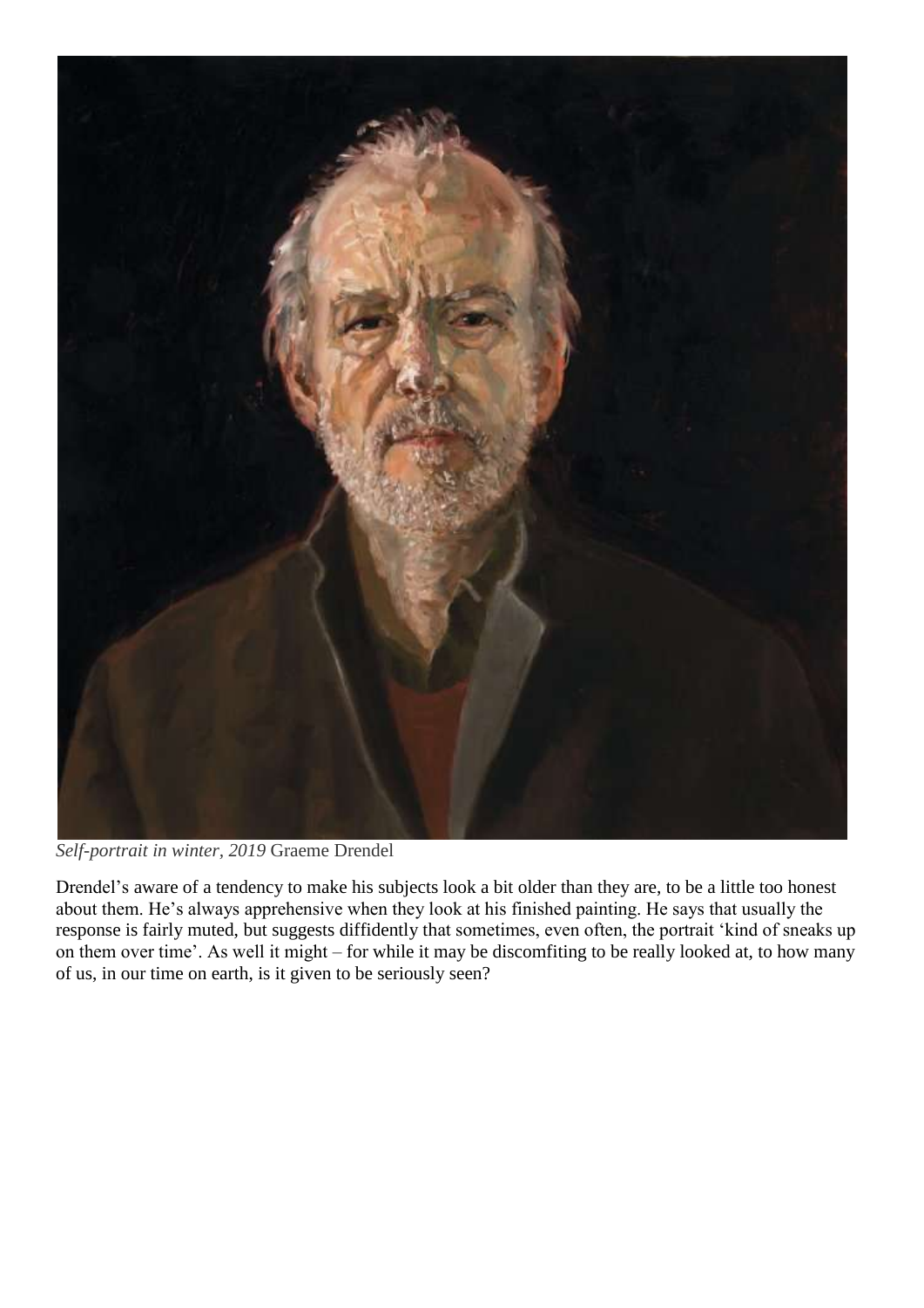*Self-portrait in winter, 2019* Graeme Drendel

Drendel's aware of a tendency to make his subjects look a bit older than they are, to be a little too honest about them. He's always apprehensive when they look at his finished painting. He says that usually the response is fairly muted, but suggests diffidently that sometimes, even often, the portrait 'kind of sneaks up on them over time'. As well it might – for while it may be discomfiting to be really looked at, to how many of us, in our time on earth, is it given to be seriously seen?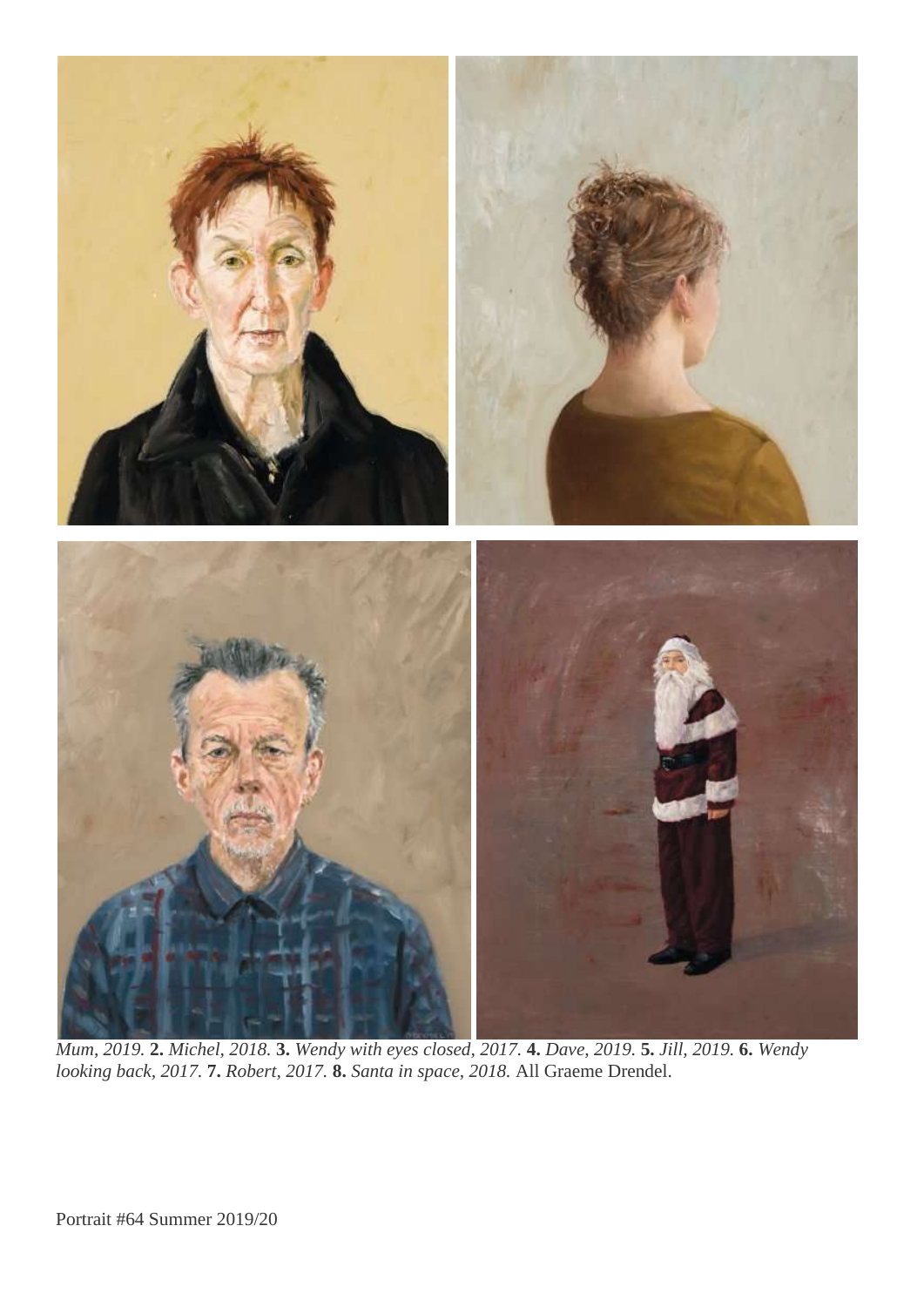*Mum, 2019.* **2.** *Michel, 2018.* **3.** *Wendy with eyes closed, 2017.* **4.** *Dave, 2019.* **5.** *Jill, 2019.* **6.** *Wendy looking back, 2017.* **7.** *Robert, 2017.* **8.** *Santa in space, 2018.* All Graeme Drendel.